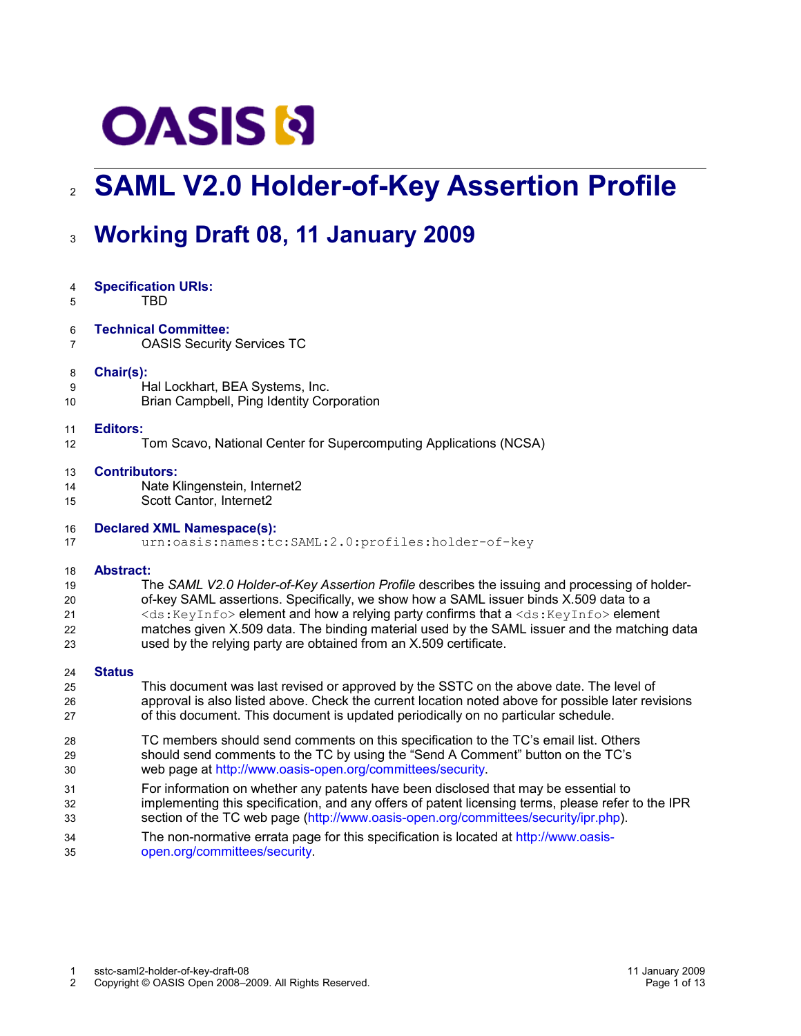# SAML V2.0 Holder-of-Key Assertion Profile

## Working Draft 08, 11 January 2009

**Specification URIs:**

TBD

**Technical Committee:**

OASIS Security Services TC

**Chair(s):**

Hal Lockhart, BEA Systems, Inc.
Brian Campbell, Ping Identity Corporation

**Editors:**

Tom Scavo, National Center for Supercomputing Applications (NCSA)

**Contributors:**

Nate Klingenstein, Internet2
Scott Cantor, Internet2

**Declared XML Namespace(s):**

`urn:oasis:names:tc:SAML:2.0:profiles:holder-of-key`

**Abstract:**

The *SAML V2.0 Holder-of-Key Assertion Profile* describes the issuing and processing of holder-of-key SAML assertions. Specifically, we show how a SAML issuer binds X.509 data to a `<ds:KeyInfo>` element and how a relying party confirms that a `<ds:KeyInfo>` element matches given X.509 data. The binding material used by the SAML issuer and the matching data used by the relying party are obtained from an X.509 certificate.

**Status**

This document was last revised or approved by the SSTC on the above date. The level of approval is also listed above. Check the current location noted above for possible later revisions of this document. This document is updated periodically on no particular schedule.

TC members should send comments on this specification to the TC's email list. Others should send comments to the TC by using the "Send A Comment" button on the TC's web page at http://www.oasis-open.org/committees/security.

For information on whether any patents have been disclosed that may be essential to implementing this specification, and any offers of patent licensing terms, please refer to the IPR section of the TC web page (http://www.oasis-open.org/committees/security/ipr.php).

The non-normative errata page for this specification is located at http://www.oasis-open.org/committees/security.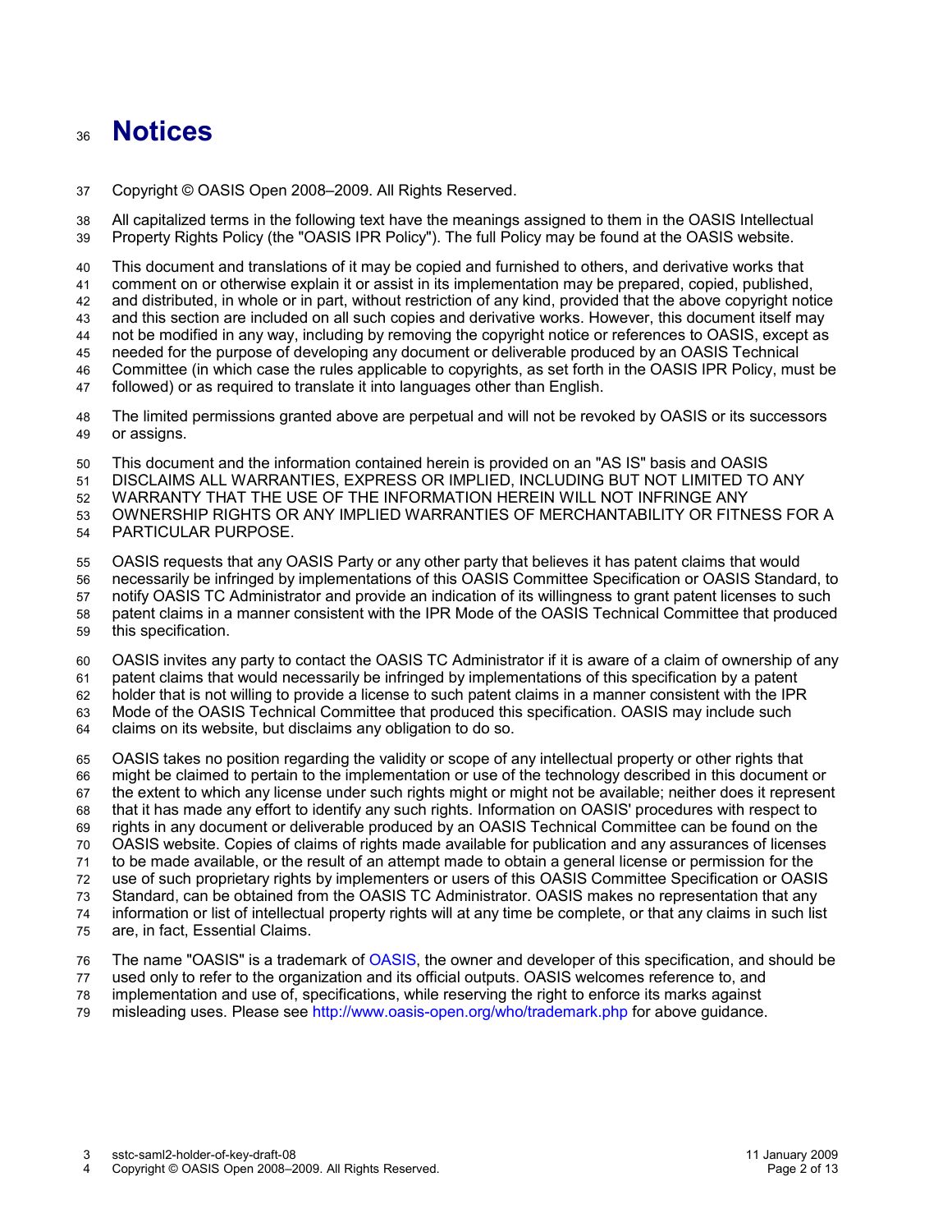# Notices

Copyright © OASIS Open 2008–2009. All Rights Reserved.

All capitalized terms in the following text have the meanings assigned to them in the OASIS Intellectual Property Rights Policy (the "OASIS IPR Policy"). The full Policy may be found at the OASIS website.

This document and translations of it may be copied and furnished to others, and derivative works that comment on or otherwise explain it or assist in its implementation may be prepared, copied, published, and distributed, in whole or in part, without restriction of any kind, provided that the above copyright notice and this section are included on all such copies and derivative works. However, this document itself may not be modified in any way, including by removing the copyright notice or references to OASIS, except as needed for the purpose of developing any document or deliverable produced by an OASIS Technical Committee (in which case the rules applicable to copyrights, as set forth in the OASIS IPR Policy, must be followed) or as required to translate it into languages other than English.

The limited permissions granted above are perpetual and will not be revoked by OASIS or its successors or assigns.

This document and the information contained herein is provided on an "AS IS" basis and OASIS DISCLAIMS ALL WARRANTIES, EXPRESS OR IMPLIED, INCLUDING BUT NOT LIMITED TO ANY WARRANTY THAT THE USE OF THE INFORMATION HEREIN WILL NOT INFRINGE ANY OWNERSHIP RIGHTS OR ANY IMPLIED WARRANTIES OF MERCHANTABILITY OR FITNESS FOR A PARTICULAR PURPOSE.

OASIS requests that any OASIS Party or any other party that believes it has patent claims that would necessarily be infringed by implementations of this OASIS Committee Specification or OASIS Standard, to notify OASIS TC Administrator and provide an indication of its willingness to grant patent licenses to such patent claims in a manner consistent with the IPR Mode of the OASIS Technical Committee that produced this specification.

OASIS invites any party to contact the OASIS TC Administrator if it is aware of a claim of ownership of any patent claims that would necessarily be infringed by implementations of this specification by a patent holder that is not willing to provide a license to such patent claims in a manner consistent with the IPR Mode of the OASIS Technical Committee that produced this specification. OASIS may include such claims on its website, but disclaims any obligation to do so.

OASIS takes no position regarding the validity or scope of any intellectual property or other rights that might be claimed to pertain to the implementation or use of the technology described in this document or the extent to which any license under such rights might or might not be available; neither does it represent that it has made any effort to identify any such rights. Information on OASIS' procedures with respect to rights in any document or deliverable produced by an OASIS Technical Committee can be found on the OASIS website. Copies of claims of rights made available for publication and any assurances of licenses to be made available, or the result of an attempt made to obtain a general license or permission for the use of such proprietary rights by implementers or users of this OASIS Committee Specification or OASIS Standard, can be obtained from the OASIS TC Administrator. OASIS makes no representation that any information or list of intellectual property rights will at any time be complete, or that any claims in such list are, in fact, Essential Claims.

The name "OASIS" is a trademark of OASIS, the owner and developer of this specification, and should be used only to refer to the organization and its official outputs. OASIS welcomes reference to, and implementation and use of, specifications, while reserving the right to enforce its marks against misleading uses. Please see http://www.oasis-open.org/who/trademark.php for above guidance.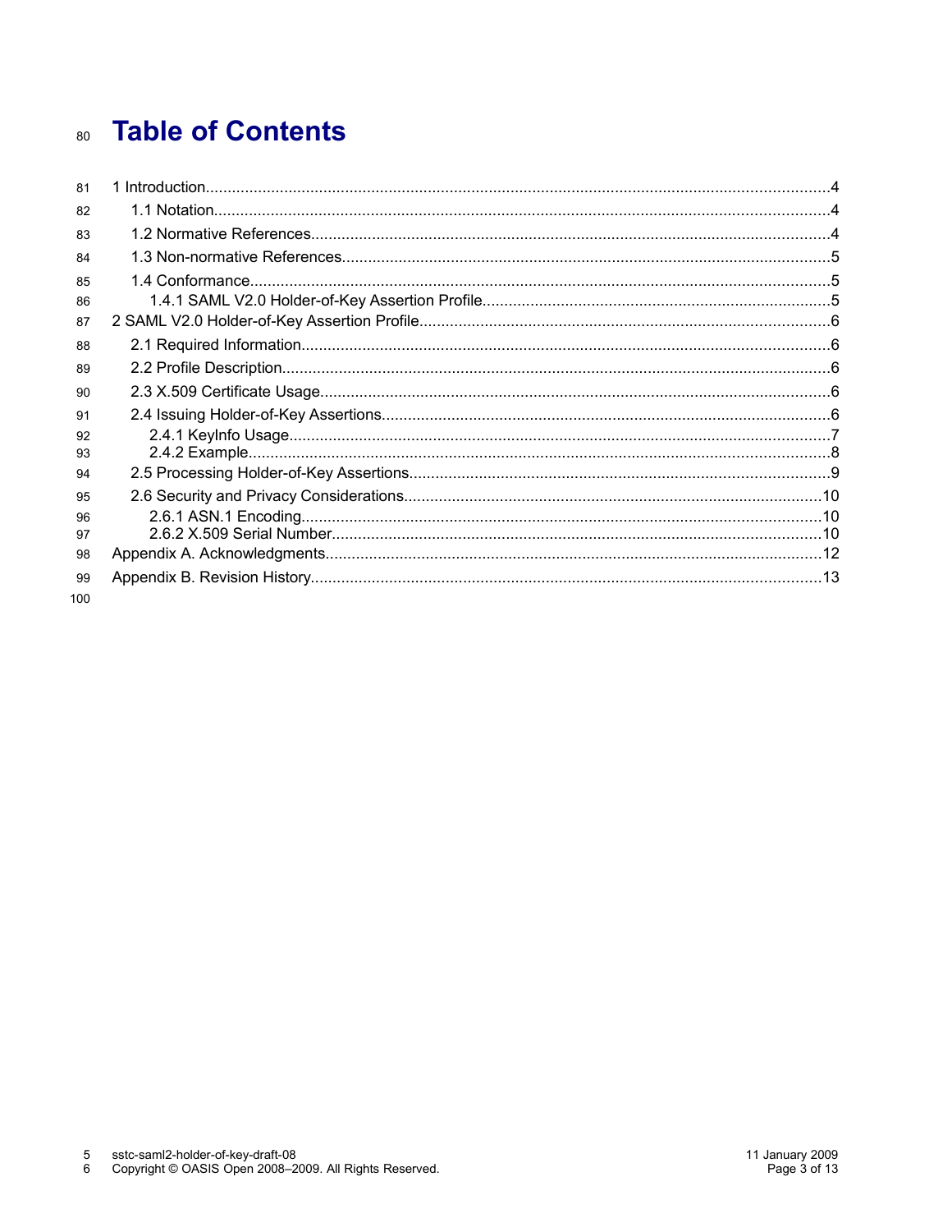# Table of Contents

1 Introduction.....4
  1.1 Notation.....4
  1.2 Normative References.....4
  1.3 Non-normative References.....5
  1.4 Conformance.....5
    1.4.1 SAML V2.0 Holder-of-Key Assertion Profile.....5
2 SAML V2.0 Holder-of-Key Assertion Profile.....6
  2.1 Required Information.....6
  2.2 Profile Description.....6
  2.3 X.509 Certificate Usage.....6
  2.4 Issuing Holder-of-Key Assertions.....6
    2.4.1 KeyInfo Usage.....7
    2.4.2 Example.....8
  2.5 Processing Holder-of-Key Assertions.....9
  2.6 Security and Privacy Considerations.....10
    2.6.1 ASN.1 Encoding.....10
    2.6.2 X.509 Serial Number.....10
Appendix A. Acknowledgments.....12
Appendix B. Revision History.....13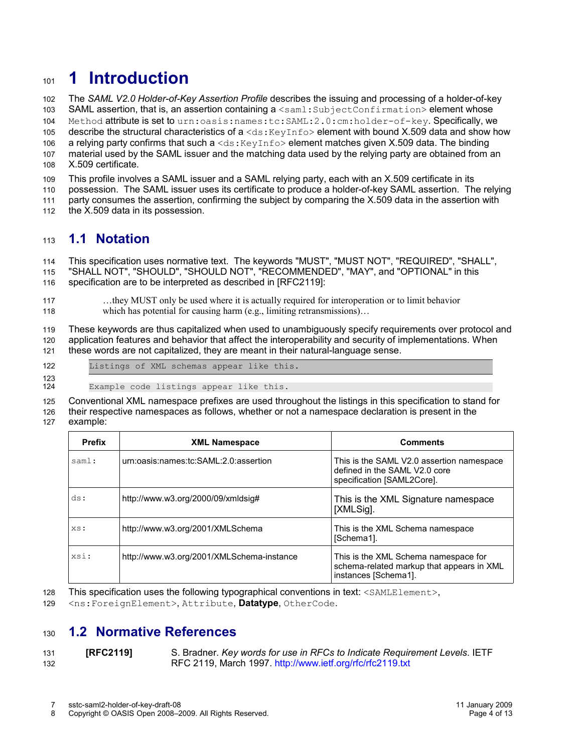# 1 Introduction

The *SAML V2.0 Holder-of-Key Assertion Profile* describes the issuing and processing of a holder-of-key SAML assertion, that is, an assertion containing a `<saml:SubjectConfirmation>` element whose `Method` attribute is set to `urn:oasis:names:tc:SAML:2.0:cm:holder-of-key`. Specifically, we describe the structural characteristics of a `<ds:KeyInfo>` element with bound X.509 data and show how a relying party confirms that such a `<ds:KeyInfo>` element matches given X.509 data. The binding material used by the SAML issuer and the matching data used by the relying party are obtained from an X.509 certificate.

This profile involves a SAML issuer and a SAML relying party, each with an X.509 certificate in its possession. The SAML issuer uses its certificate to produce a holder-of-key SAML assertion. The relying party consumes the assertion, confirming the subject by comparing the X.509 data in the assertion with the X.509 data in its possession.

## 1.1 Notation

This specification uses normative text. The keywords "MUST", "MUST NOT", "REQUIRED", "SHALL", "SHALL NOT", "SHOULD", "SHOULD NOT", "RECOMMENDED", "MAY", and "OPTIONAL" in this specification are to be interpreted as described in [RFC2119]:

> …they MUST only be used where it is actually required for interoperation or to limit behavior which has potential for causing harm (e.g., limiting retransmissions)…

These keywords are thus capitalized when used to unambiguously specify requirements over protocol and application features and behavior that affect the interoperability and security of implementations. When these words are not capitalized, they are meant in their natural-language sense.

```
Listings of XML schemas appear like this.
```

```
Example code listings appear like this.
```

Conventional XML namespace prefixes are used throughout the listings in this specification to stand for their respective namespaces as follows, whether or not a namespace declaration is present in the example:

| Prefix | XML Namespace | Comments |
|---|---|---|
| `saml:` | urn:oasis:names:tc:SAML:2.0:assertion | This is the SAML V2.0 assertion namespace defined in the SAML V2.0 core specification [SAML2Core]. |
| `ds:` | http://www.w3.org/2000/09/xmldsig# | This is the XML Signature namespace [XMLSig]. |
| `xs:` | http://www.w3.org/2001/XMLSchema | This is the XML Schema namespace [Schema1]. |
| `xsi:` | http://www.w3.org/2001/XMLSchema-instance | This is the XML Schema namespace for schema-related markup that appears in XML instances [Schema1]. |

This specification uses the following typographical conventions in text: `<SAMLElement>`, `<ns:ForeignElement>`, `Attribute`, **Datatype**, `OtherCode`.

## 1.2 Normative References

**[RFC2119]** S. Bradner. *Key words for use in RFCs to Indicate Requirement Levels*. IETF RFC 2119, March 1997. http://www.ietf.org/rfc/rfc2119.txt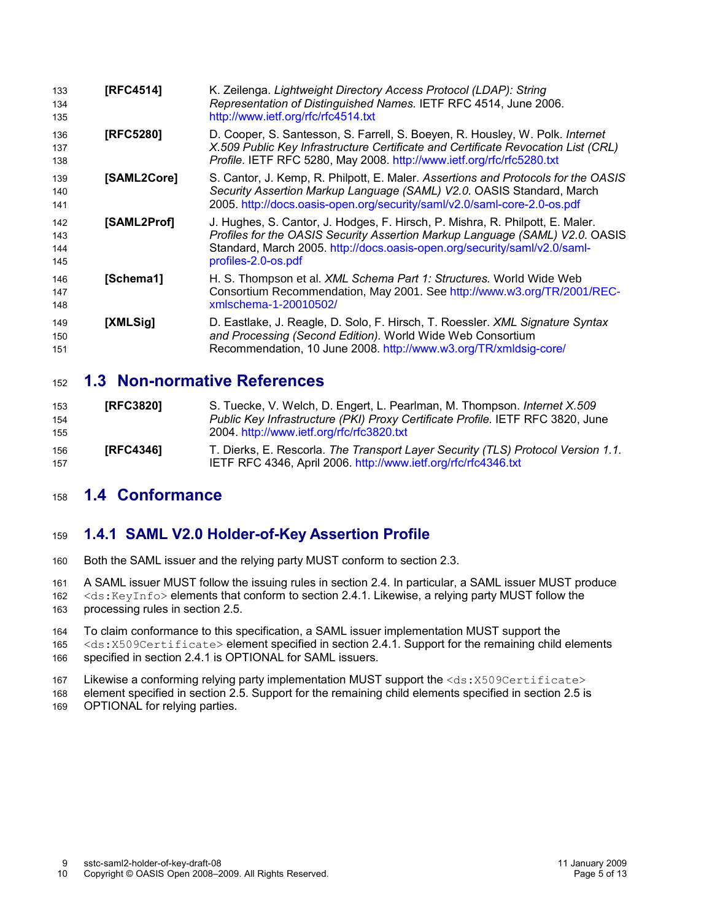**[RFC4514]** K. Zeilenga. *Lightweight Directory Access Protocol (LDAP): String Representation of Distinguished Names.* IETF RFC 4514, June 2006. http://www.ietf.org/rfc/rfc4514.txt

**[RFC5280]** D. Cooper, S. Santesson, S. Farrell, S. Boeyen, R. Housley, W. Polk. *Internet X.509 Public Key Infrastructure Certificate and Certificate Revocation List (CRL) Profile.* IETF RFC 5280, May 2008. http://www.ietf.org/rfc/rfc5280.txt

**[SAML2Core]** S. Cantor, J. Kemp, R. Philpott, E. Maler. *Assertions and Protocols for the OASIS Security Assertion Markup Language (SAML) V2.0.* OASIS Standard, March 2005. http://docs.oasis-open.org/security/saml/v2.0/saml-core-2.0-os.pdf

**[SAML2Prof]** J. Hughes, S. Cantor, J. Hodges, F. Hirsch, P. Mishra, R. Philpott, E. Maler. *Profiles for the OASIS Security Assertion Markup Language (SAML) V2.0.* OASIS Standard, March 2005. http://docs.oasis-open.org/security/saml/v2.0/saml-profiles-2.0-os.pdf

**[Schema1]** H. S. Thompson et al. *XML Schema Part 1: Structures.* World Wide Web Consortium Recommendation, May 2001. See http://www.w3.org/TR/2001/REC-xmlschema-1-20010502/

**[XMLSig]** D. Eastlake, J. Reagle, D. Solo, F. Hirsch, T. Roessler. *XML Signature Syntax and Processing (Second Edition).* World Wide Web Consortium Recommendation, 10 June 2008. http://www.w3.org/TR/xmldsig-core/

## 1.3 Non-normative References

**[RFC3820]** S. Tuecke, V. Welch, D. Engert, L. Pearlman, M. Thompson. *Internet X.509 Public Key Infrastructure (PKI) Proxy Certificate Profile.* IETF RFC 3820, June 2004. http://www.ietf.org/rfc/rfc3820.txt

**[RFC4346]** T. Dierks, E. Rescorla. *The Transport Layer Security (TLS) Protocol Version 1.1.* IETF RFC 4346, April 2006. http://www.ietf.org/rfc/rfc4346.txt

## 1.4 Conformance

### 1.4.1 SAML V2.0 Holder-of-Key Assertion Profile

Both the SAML issuer and the relying party MUST conform to section 2.3.

A SAML issuer MUST follow the issuing rules in section 2.4. In particular, a SAML issuer MUST produce `<ds:KeyInfo>` elements that conform to section 2.4.1. Likewise, a relying party MUST follow the processing rules in section 2.5.

To claim conformance to this specification, a SAML issuer implementation MUST support the `<ds:X509Certificate>` element specified in section 2.4.1. Support for the remaining child elements specified in section 2.4.1 is OPTIONAL for SAML issuers.

Likewise a conforming relying party implementation MUST support the `<ds:X509Certificate>` element specified in section 2.5. Support for the remaining child elements specified in section 2.5 is OPTIONAL for relying parties.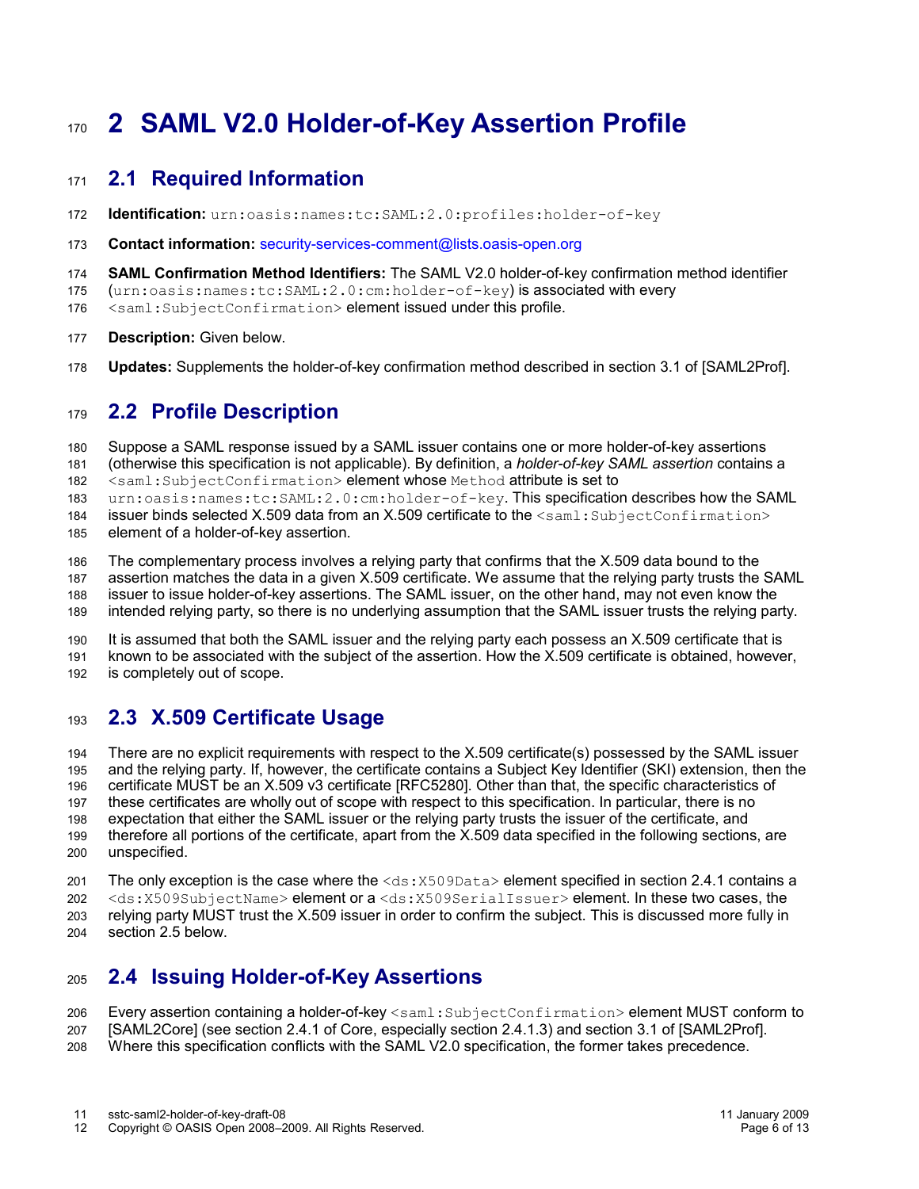# 2 SAML V2.0 Holder-of-Key Assertion Profile

## 2.1 Required Information

**Identification:** `urn:oasis:names:tc:SAML:2.0:profiles:holder-of-key`

**Contact information:** security-services-comment@lists.oasis-open.org

**SAML Confirmation Method Identifiers:** The SAML V2.0 holder-of-key confirmation method identifier (`urn:oasis:names:tc:SAML:2.0:cm:holder-of-key`) is associated with every `<saml:SubjectConfirmation>` element issued under this profile.

**Description:** Given below.

**Updates:** Supplements the holder-of-key confirmation method described in section 3.1 of [SAML2Prof].

## 2.2 Profile Description

Suppose a SAML response issued by a SAML issuer contains one or more holder-of-key assertions (otherwise this specification is not applicable). By definition, a *holder-of-key SAML assertion* contains a `<saml:SubjectConfirmation>` element whose `Method` attribute is set to `urn:oasis:names:tc:SAML:2.0:cm:holder-of-key`. This specification describes how the SAML issuer binds selected X.509 data from an X.509 certificate to the `<saml:SubjectConfirmation>` element of a holder-of-key assertion.

The complementary process involves a relying party that confirms that the X.509 data bound to the assertion matches the data in a given X.509 certificate. We assume that the relying party trusts the SAML issuer to issue holder-of-key assertions. The SAML issuer, on the other hand, may not even know the intended relying party, so there is no underlying assumption that the SAML issuer trusts the relying party.

It is assumed that both the SAML issuer and the relying party each possess an X.509 certificate that is known to be associated with the subject of the assertion. How the X.509 certificate is obtained, however, is completely out of scope.

## 2.3 X.509 Certificate Usage

There are no explicit requirements with respect to the X.509 certificate(s) possessed by the SAML issuer and the relying party. If, however, the certificate contains a Subject Key Identifier (SKI) extension, then the certificate MUST be an X.509 v3 certificate [RFC5280]. Other than that, the specific characteristics of these certificates are wholly out of scope with respect to this specification. In particular, there is no expectation that either the SAML issuer or the relying party trusts the issuer of the certificate, and therefore all portions of the certificate, apart from the X.509 data specified in the following sections, are unspecified.

The only exception is the case where the `<ds:X509Data>` element specified in section 2.4.1 contains a `<ds:X509SubjectName>` element or a `<ds:X509SerialIssuer>` element. In these two cases, the relying party MUST trust the X.509 issuer in order to confirm the subject. This is discussed more fully in section 2.5 below.

## 2.4 Issuing Holder-of-Key Assertions

Every assertion containing a holder-of-key `<saml:SubjectConfirmation>` element MUST conform to [SAML2Core] (see section 2.4.1 of Core, especially section 2.4.1.3) and section 3.1 of [SAML2Prof]. Where this specification conflicts with the SAML V2.0 specification, the former takes precedence.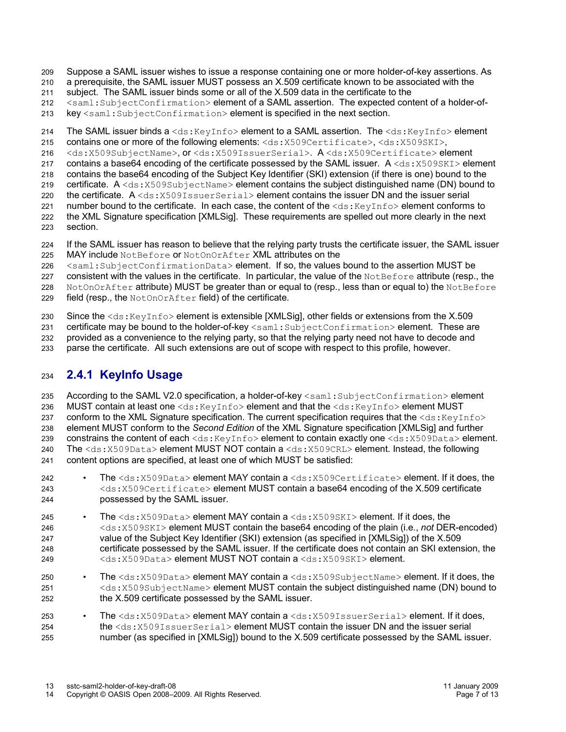Suppose a SAML issuer wishes to issue a response containing one or more holder-of-key assertions. As a prerequisite, the SAML issuer MUST possess an X.509 certificate known to be associated with the subject. The SAML issuer binds some or all of the X.509 data in the certificate to the `<saml:SubjectConfirmation>` element of a SAML assertion. The expected content of a holder-of-key `<saml:SubjectConfirmation>` element is specified in the next section.

The SAML issuer binds a `<ds:KeyInfo>` element to a SAML assertion. The `<ds:KeyInfo>` element contains one or more of the following elements: `<ds:X509Certificate>`, `<ds:X509SKI>`, `<ds:X509SubjectName>`, or `<ds:X509IssuerSerial>`. A `<ds:X509Certificate>` element contains a base64 encoding of the certificate possessed by the SAML issuer. A `<ds:X509SKI>` element contains the base64 encoding of the Subject Key Identifier (SKI) extension (if there is one) bound to the certificate. A `<ds:X509SubjectName>` element contains the subject distinguished name (DN) bound to the certificate. A `<ds:X509IssuerSerial>` element contains the issuer DN and the issuer serial number bound to the certificate. In each case, the content of the `<ds:KeyInfo>` element conforms to the XML Signature specification [XMLSig]. These requirements are spelled out more clearly in the next section.

If the SAML issuer has reason to believe that the relying party trusts the certificate issuer, the SAML issuer MAY include `NotBefore` or `NotOnOrAfter` XML attributes on the `<saml:SubjectConfirmationData>` element. If so, the values bound to the assertion MUST be consistent with the values in the certificate. In particular, the value of the `NotBefore` attribute (resp., the `NotOnOrAfter` attribute) MUST be greater than or equal to (resp., less than or equal to) the `NotBefore` field (resp., the `NotOnOrAfter` field) of the certificate.

Since the `<ds:KeyInfo>` element is extensible [XMLSig], other fields or extensions from the X.509 certificate may be bound to the holder-of-key `<saml:SubjectConfirmation>` element. These are provided as a convenience to the relying party, so that the relying party need not have to decode and parse the certificate. All such extensions are out of scope with respect to this profile, however.

### 2.4.1 KeyInfo Usage

According to the SAML V2.0 specification, a holder-of-key `<saml:SubjectConfirmation>` element MUST contain at least one `<ds:KeyInfo>` element and that the `<ds:KeyInfo>` element MUST conform to the XML Signature specification. The current specification requires that the `<ds:KeyInfo>` element MUST conform to the *Second Edition* of the XML Signature specification [XMLSig] and further constrains the content of each `<ds:KeyInfo>` element to contain exactly one `<ds:X509Data>` element. The `<ds:X509Data>` element MUST NOT contain a `<ds:X509CRL>` element. Instead, the following content options are specified, at least one of which MUST be satisfied:

- The `<ds:X509Data>` element MAY contain a `<ds:X509Certificate>` element. If it does, the `<ds:X509Certificate>` element MUST contain a base64 encoding of the X.509 certificate possessed by the SAML issuer.
- The `<ds:X509Data>` element MAY contain a `<ds:X509SKI>` element. If it does, the `<ds:X509SKI>` element MUST contain the base64 encoding of the plain (i.e., *not* DER-encoded) value of the Subject Key Identifier (SKI) extension (as specified in [XMLSig]) of the X.509 certificate possessed by the SAML issuer. If the certificate does not contain an SKI extension, the `<ds:X509Data>` element MUST NOT contain a `<ds:X509SKI>` element.
- The `<ds:X509Data>` element MAY contain a `<ds:X509SubjectName>` element. If it does, the `<ds:X509SubjectName>` element MUST contain the subject distinguished name (DN) bound to the X.509 certificate possessed by the SAML issuer.
- The `<ds:X509Data>` element MAY contain a `<ds:X509IssuerSerial>` element. If it does, the `<ds:X509IssuerSerial>` element MUST contain the issuer DN and the issuer serial number (as specified in [XMLSig]) bound to the X.509 certificate possessed by the SAML issuer.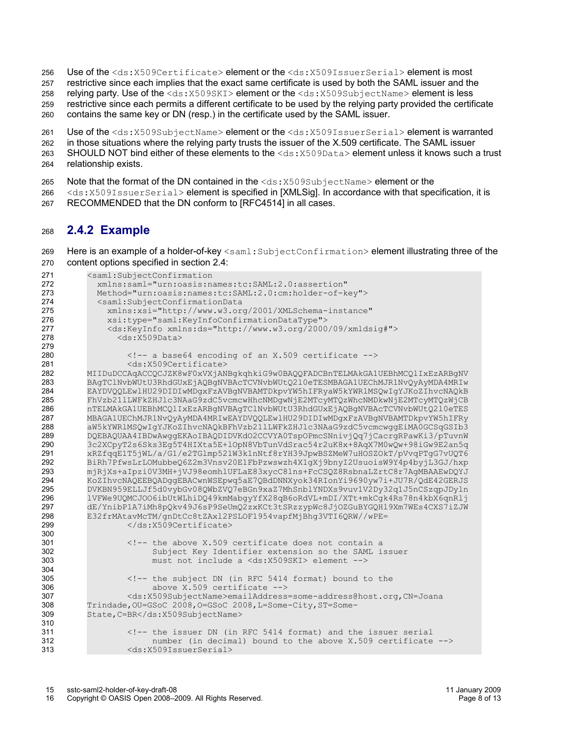Use of the `<ds:X509Certificate>` element or the `<ds:X509IssuerSerial>` element is most restrictive since each implies that the exact same certificate is used by both the SAML issuer and the relying party. Use of the `<ds:X509SKI>` element or the `<ds:X509SubjectName>` element is less restrictive since each permits a different certificate to be used by the relying party provided the certificate contains the same key or DN (resp.) in the certificate used by the SAML issuer.

Use of the `<ds:X509SubjectName>` element or the `<ds:X509IssuerSerial>` element is warranted in those situations where the relying party trusts the issuer of the X.509 certificate. The SAML issuer SHOULD NOT bind either of these elements to the `<ds:X509Data>` element unless it knows such a trust relationship exists.

Note that the format of the DN contained in the `<ds:X509SubjectName>` element or the `<ds:X509IssuerSerial>` element is specified in [XMLSig]. In accordance with that specification, it is RECOMMENDED that the DN conform to [RFC4514] in all cases.

### 2.4.2 Example

Here is an example of a holder-of-key `<saml:SubjectConfirmation>` element illustrating three of the content options specified in section 2.4:

```
<saml:SubjectConfirmation
  xmlns:saml="urn:oasis:names:tc:SAML:2.0:assertion"
  Method="urn:oasis:names:tc:SAML:2.0:cm:holder-of-key">
  <saml:SubjectConfirmationData
    xmlns:xsi="http://www.w3.org/2001/XMLSchema-instance"
    xsi:type="saml:KeyInfoConfirmationDataType">
    <ds:KeyInfo xmlns:ds="http://www.w3.org/2000/09/xmldsig#">
      <ds:X509Data>

        <!-- a base64 encoding of an X.509 certificate -->
        <ds:X509Certificate>
MIIDuDCCAqACCQCJZK8wF0xVXjANBgkqhkiG9w0BAQQFADCBnTELMAkGA1UEBhMCQlIxEzARBgNV
BAgTClNvbWUtU3RhdGUxEjAQBgNVBAcTCVNvbWUtQ2l0eTESMBAGA1UEChMJR1NvQyAyMDA4MRIw
EAYDVQQLEwlHU29DIDIwMDgxFzAVBgNVBAMTDkpvYW5hIFRyaW5kYWRlMSQwIgYJKoZIhvcNAQkB
FhVzb21lLWFkZHJlc3NAaG9zdC5vcmcwHhcNMDgwNjE2MTcyMTQzWhcNMDkwNjE2MTcyMTQzWjCB
nTELMAkGA1UEBhMCQlIxEzARBgNVBAgTClNvbWUtU3RhdGUxEjAQBgNVBAcTCVNvbWUtQ2l0eTES
MBAGA1UEChMJR1NvQyAyMDA4MRIwEAYDVQQLEwlHU29DIDIwMDgxFzAVBgNVBAMTDkpvYW5hIFRy
aW5kYWRlMSQwIgYJKoZIhvcNAQkBFhVzb21lLWFkZHJlc3NAaG9zdC5vcmcwggEiMA0GCSqGSIb3
DQEBAQUAA4IBDwAwggEKAoIBAQDIDVKdO2CCVYA0TspOPmcSNnivjQq7jCacrgRPawKi3/pTuvnW
3c2XCpyT2s6Sks3Eg5T4HIXta5E+lOpN8VbTunVdSrac54r2uK8x+8AqX7M0wQw+98iGw9E2an5q
xRZfqqE1T5jWL/a/G1/e2TGlmp521W3k1nNtf8rYH39JpwBSZMeW7uHOSZOkT/pVvqPTgG7vUQT6
BiRh7PfwsLrLOMubbeQ6Z2m3Vnsv20E1FbPzwswzh4X1gXj9bnyI2UsuoisW9Y4p4byjL3GJ/hxp
mjRjXs+aIpzi0V3MH+jVJ98eomhlUFLaE83xycC8lns+FcCSQZ8RsbnaLZrtC8r7AgMBAAEwDQYJ
KoZIhvcNAQEEBQADggEBACwnWSEpwq5aE7QBdDNNXyok34RIonYi9690yw7i+JU7R/QdE42GERJS
DVKBN959ELLJf5d0vybGv08QWbZVQ7eBGn9xaZ7MhSnblYNDXs9vuv1V2Dy32q1J5nCSzqpJDyln
lVFWe9UQMCJOO6ibUtWLhiDQ49kmMabgyYfX28qB6oRdVL+mDI/XTt+mkCgk4Rs78n4kbX6qnRlj
dE/YnibP1A7iMh8pQkv49J6sP9SeUmQ2zxKCt3tSRzzypWc8JjOZGuBYGQHl9Xm7WEs4CXS7iZJW
E32frMAtavMcTM/gnDtCc8tZAxl2PSLOF1954vapfMjBhg3VTI6QRW//wPE=
        </ds:X509Certificate>

        <!-- the above X.509 certificate does not contain a
             Subject Key Identifier extension so the SAML issuer
             must not include a <ds:X509SKI> element -->

        <!-- the subject DN (in RFC 5414 format) bound to the
             above X.509 certificate -->
        <ds:X509SubjectName>emailAddress=some-address@host.org,CN=Joana
Trindade,OU=GSoC 2008,O=GSoC 2008,L=Some-City,ST=Some-
State,C=BR</ds:X509SubjectName>

        <!-- the issuer DN (in RFC 5414 format) and the issuer serial
             number (in decimal) bound to the above X.509 certificate -->
        <ds:X509IssuerSerial>
```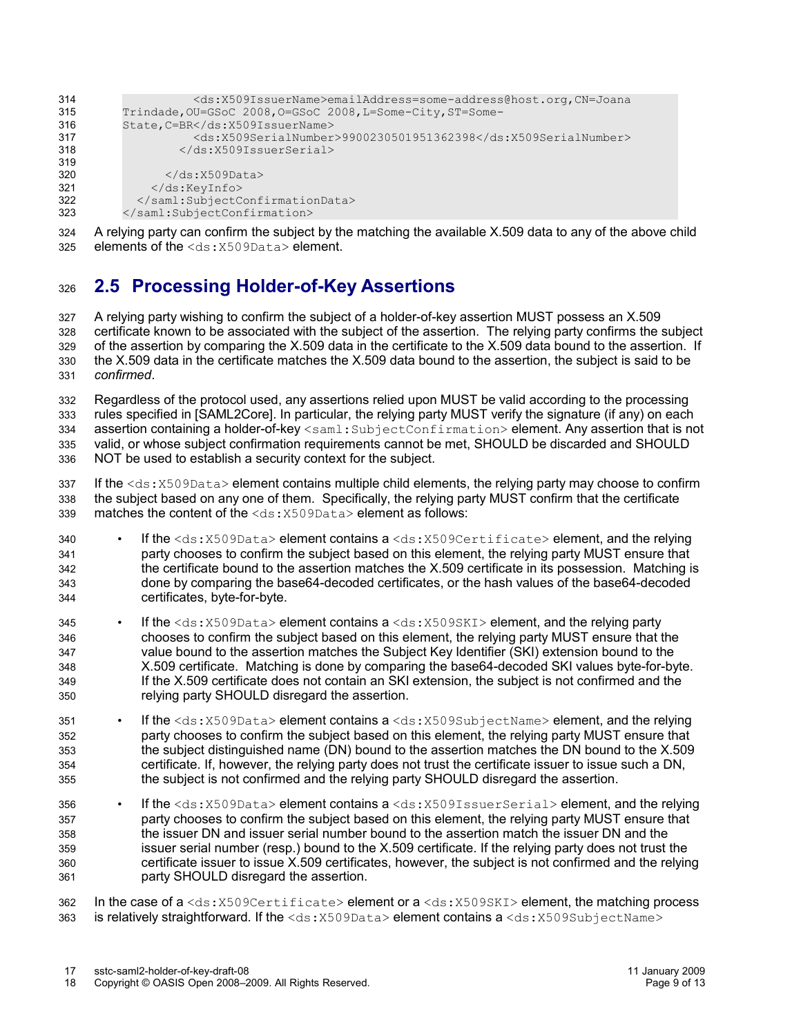```
            <ds:X509IssuerName>emailAddress=some-address@host.org,CN=Joana
Trindade,OU=GSoC 2008,O=GSoC 2008,L=Some-City,ST=Some-
State,C=BR</ds:X509IssuerName>
            <ds:X509SerialNumber>9900230501951362398</ds:X509SerialNumber>
          </ds:X509IssuerSerial>

        </ds:X509Data>
      </ds:KeyInfo>
    </saml:SubjectConfirmationData>
</saml:SubjectConfirmation>
```

A relying party can confirm the subject by the matching the available X.509 data to any of the above child elements of the `<ds:X509Data>` element.

## 2.5 Processing Holder-of-Key Assertions

A relying party wishing to confirm the subject of a holder-of-key assertion MUST possess an X.509 certificate known to be associated with the subject of the assertion. The relying party confirms the subject of the assertion by comparing the X.509 data in the certificate to the X.509 data bound to the assertion. If the X.509 data in the certificate matches the X.509 data bound to the assertion, the subject is said to be *confirmed*.

Regardless of the protocol used, any assertions relied upon MUST be valid according to the processing rules specified in [SAML2Core]. In particular, the relying party MUST verify the signature (if any) on each assertion containing a holder-of-key `<saml:SubjectConfirmation>` element. Any assertion that is not valid, or whose subject confirmation requirements cannot be met, SHOULD be discarded and SHOULD NOT be used to establish a security context for the subject.

If the `<ds:X509Data>` element contains multiple child elements, the relying party may choose to confirm the subject based on any one of them. Specifically, the relying party MUST confirm that the certificate matches the content of the `<ds:X509Data>` element as follows:

- If the `<ds:X509Data>` element contains a `<ds:X509Certificate>` element, and the relying party chooses to confirm the subject based on this element, the relying party MUST ensure that the certificate bound to the assertion matches the X.509 certificate in its possession. Matching is done by comparing the base64-decoded certificates, or the hash values of the base64-decoded certificates, byte-for-byte.

- If the `<ds:X509Data>` element contains a `<ds:X509SKI>` element, and the relying party chooses to confirm the subject based on this element, the relying party MUST ensure that the value bound to the assertion matches the Subject Key Identifier (SKI) extension bound to the X.509 certificate. Matching is done by comparing the base64-decoded SKI values byte-for-byte. If the X.509 certificate does not contain an SKI extension, the subject is not confirmed and the relying party SHOULD disregard the assertion.

- If the `<ds:X509Data>` element contains a `<ds:X509SubjectName>` element, and the relying party chooses to confirm the subject based on this element, the relying party MUST ensure that the subject distinguished name (DN) bound to the assertion matches the DN bound to the X.509 certificate. If, however, the relying party does not trust the certificate issuer to issue such a DN, the subject is not confirmed and the relying party SHOULD disregard the assertion.

- If the `<ds:X509Data>` element contains a `<ds:X509IssuerSerial>` element, and the relying party chooses to confirm the subject based on this element, the relying party MUST ensure that the issuer DN and issuer serial number bound to the assertion match the issuer DN and the issuer serial number (resp.) bound to the X.509 certificate. If the relying party does not trust the certificate issuer to issue X.509 certificates, however, the subject is not confirmed and the relying party SHOULD disregard the assertion.

In the case of a `<ds:X509Certificate>` element or a `<ds:X509SKI>` element, the matching process is relatively straightforward. If the `<ds:X509Data>` element contains a `<ds:X509SubjectName>`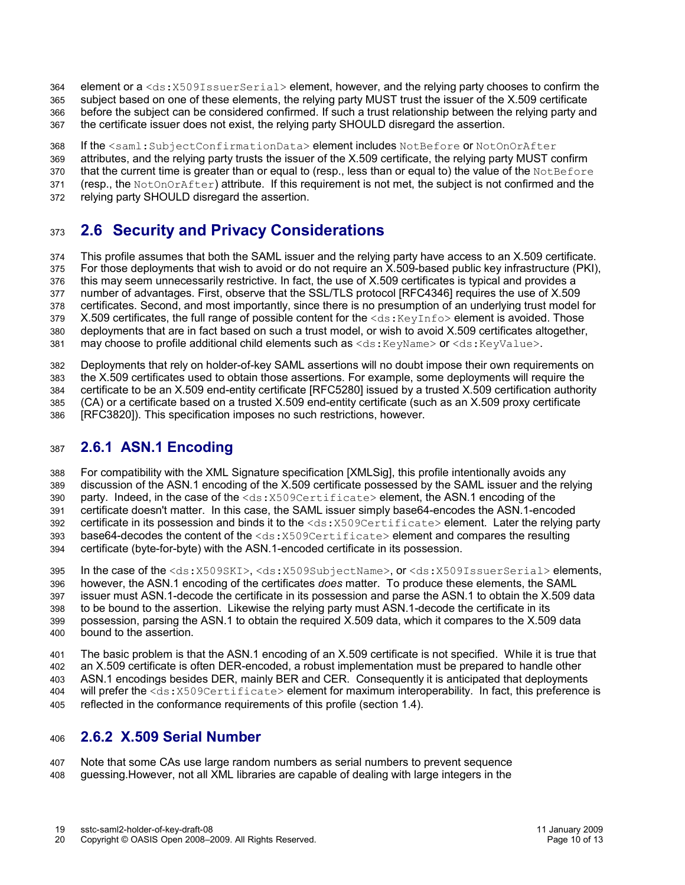element or a `<ds:X509IssuerSerial>` element, however, and the relying party chooses to confirm the subject based on one of these elements, the relying party MUST trust the issuer of the X.509 certificate before the subject can be considered confirmed. If such a trust relationship between the relying party and the certificate issuer does not exist, the relying party SHOULD disregard the assertion.

If the `<saml:SubjectConfirmationData>` element includes `NotBefore` or `NotOnOrAfter` attributes, and the relying party trusts the issuer of the X.509 certificate, the relying party MUST confirm that the current time is greater than or equal to (resp., less than or equal to) the value of the `NotBefore` (resp., the `NotOnOrAfter`) attribute. If this requirement is not met, the subject is not confirmed and the relying party SHOULD disregard the assertion.

## 2.6 Security and Privacy Considerations

This profile assumes that both the SAML issuer and the relying party have access to an X.509 certificate. For those deployments that wish to avoid or do not require an X.509-based public key infrastructure (PKI), this may seem unnecessarily restrictive. In fact, the use of X.509 certificates is typical and provides a number of advantages. First, observe that the SSL/TLS protocol [RFC4346] requires the use of X.509 certificates. Second, and most importantly, since there is no presumption of an underlying trust model for X.509 certificates, the full range of possible content for the `<ds:KeyInfo>` element is avoided. Those deployments that are in fact based on such a trust model, or wish to avoid X.509 certificates altogether, may choose to profile additional child elements such as `<ds:KeyName>` or `<ds:KeyValue>`.

Deployments that rely on holder-of-key SAML assertions will no doubt impose their own requirements on the X.509 certificates used to obtain those assertions. For example, some deployments will require the certificate to be an X.509 end-entity certificate [RFC5280] issued by a trusted X.509 certification authority (CA) or a certificate based on a trusted X.509 end-entity certificate (such as an X.509 proxy certificate [RFC3820]). This specification imposes no such restrictions, however.

### 2.6.1 ASN.1 Encoding

For compatibility with the XML Signature specification [XMLSig], this profile intentionally avoids any discussion of the ASN.1 encoding of the X.509 certificate possessed by the SAML issuer and the relying party. Indeed, in the case of the `<ds:X509Certificate>` element, the ASN.1 encoding of the certificate doesn't matter. In this case, the SAML issuer simply base64-encodes the ASN.1-encoded certificate in its possession and binds it to the `<ds:X509Certificate>` element. Later the relying party base64-decodes the content of the `<ds:X509Certificate>` element and compares the resulting certificate (byte-for-byte) with the ASN.1-encoded certificate in its possession.

In the case of the `<ds:X509SKI>`, `<ds:X509SubjectName>`, or `<ds:X509IssuerSerial>` elements, however, the ASN.1 encoding of the certificates *does* matter. To produce these elements, the SAML issuer must ASN.1-decode the certificate in its possession and parse the ASN.1 to obtain the X.509 data to be bound to the assertion. Likewise the relying party must ASN.1-decode the certificate in its possession, parsing the ASN.1 to obtain the required X.509 data, which it compares to the X.509 data bound to the assertion.

The basic problem is that the ASN.1 encoding of an X.509 certificate is not specified. While it is true that an X.509 certificate is often DER-encoded, a robust implementation must be prepared to handle other ASN.1 encodings besides DER, mainly BER and CER. Consequently it is anticipated that deployments will prefer the `<ds:X509Certificate>` element for maximum interoperability. In fact, this preference is reflected in the conformance requirements of this profile (section 1.4).

### 2.6.2 X.509 Serial Number

Note that some CAs use large random numbers as serial numbers to prevent sequence guessing.However, not all XML libraries are capable of dealing with large integers in the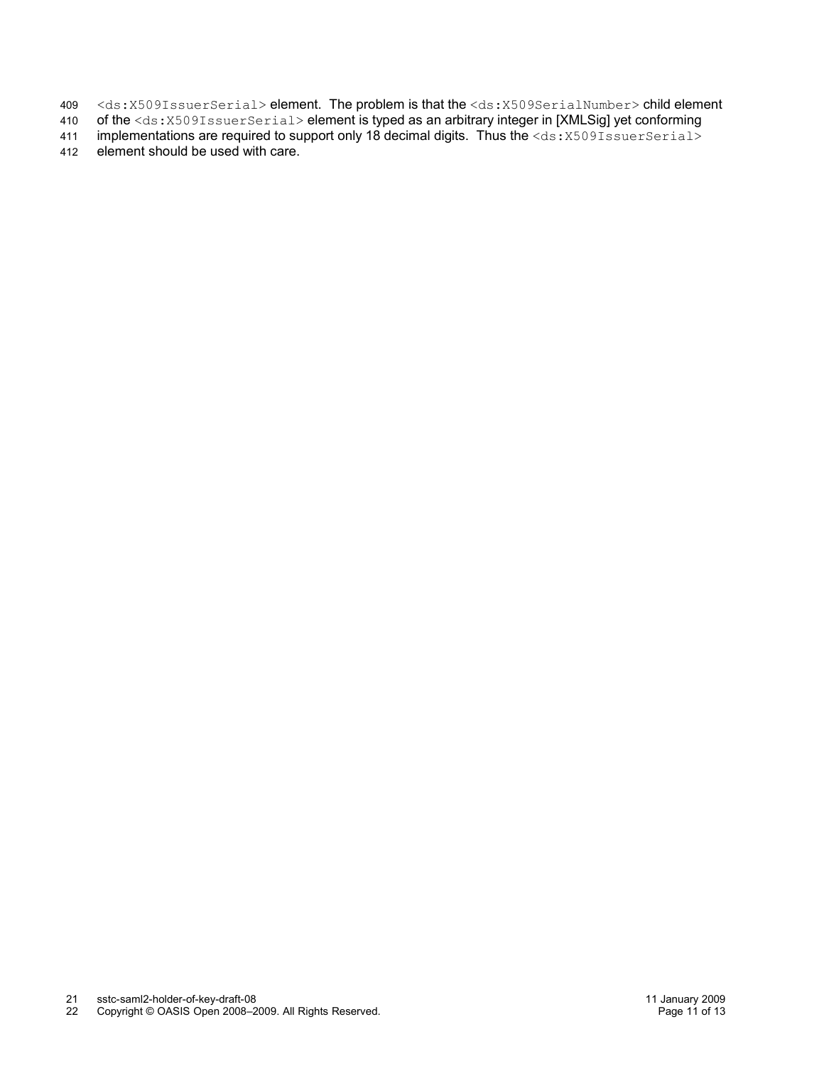`<ds:X509IssuerSerial>` element. The problem is that the `<ds:X509SerialNumber>` child element of the `<ds:X509IssuerSerial>` element is typed as an arbitrary integer in [XMLSig] yet conforming implementations are required to support only 18 decimal digits. Thus the `<ds:X509IssuerSerial>` element should be used with care.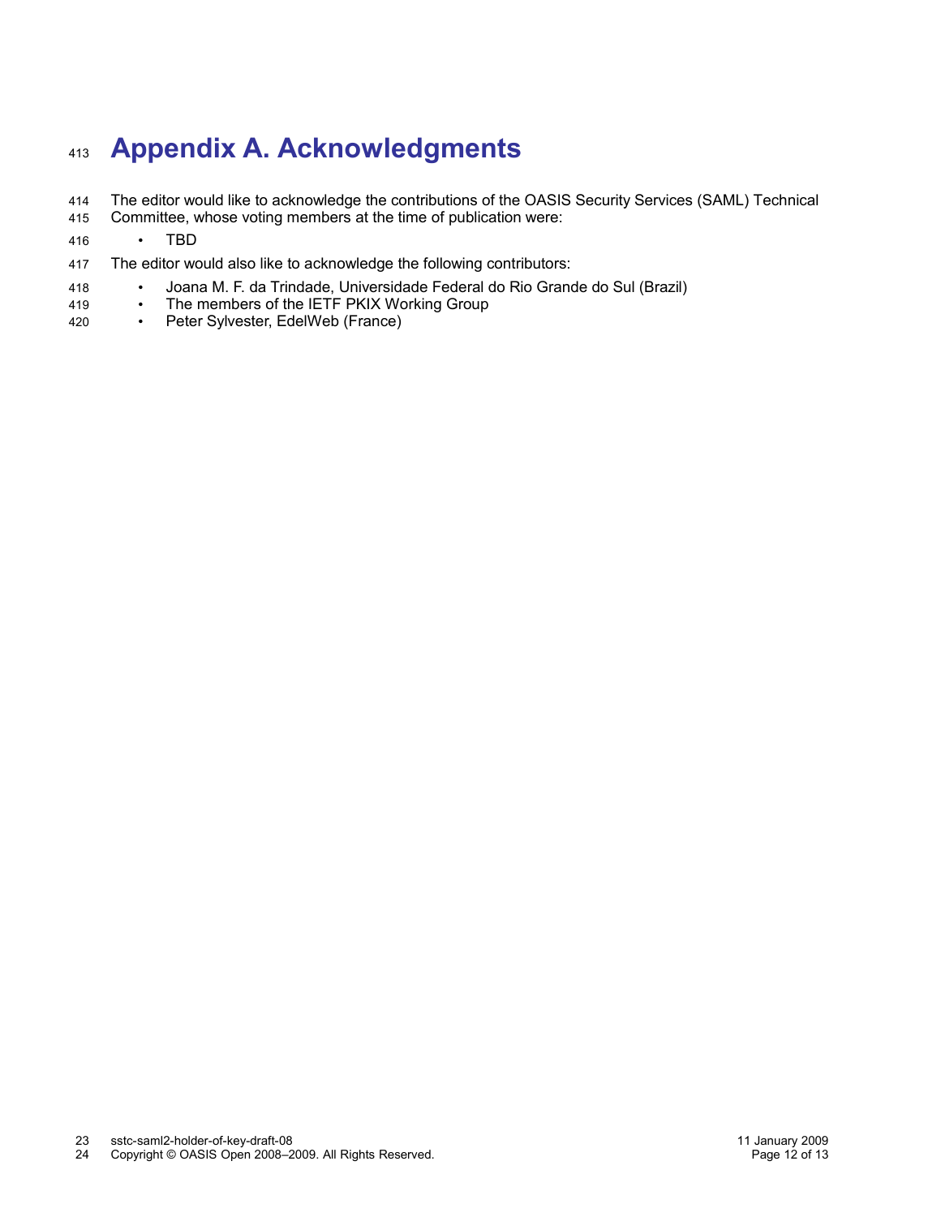# Appendix A. Acknowledgments

The editor would like to acknowledge the contributions of the OASIS Security Services (SAML) Technical Committee, whose voting members at the time of publication were:

- TBD

The editor would also like to acknowledge the following contributors:

- Joana M. F. da Trindade, Universidade Federal do Rio Grande do Sul (Brazil)
- The members of the IETF PKIX Working Group
- Peter Sylvester, EdelWeb (France)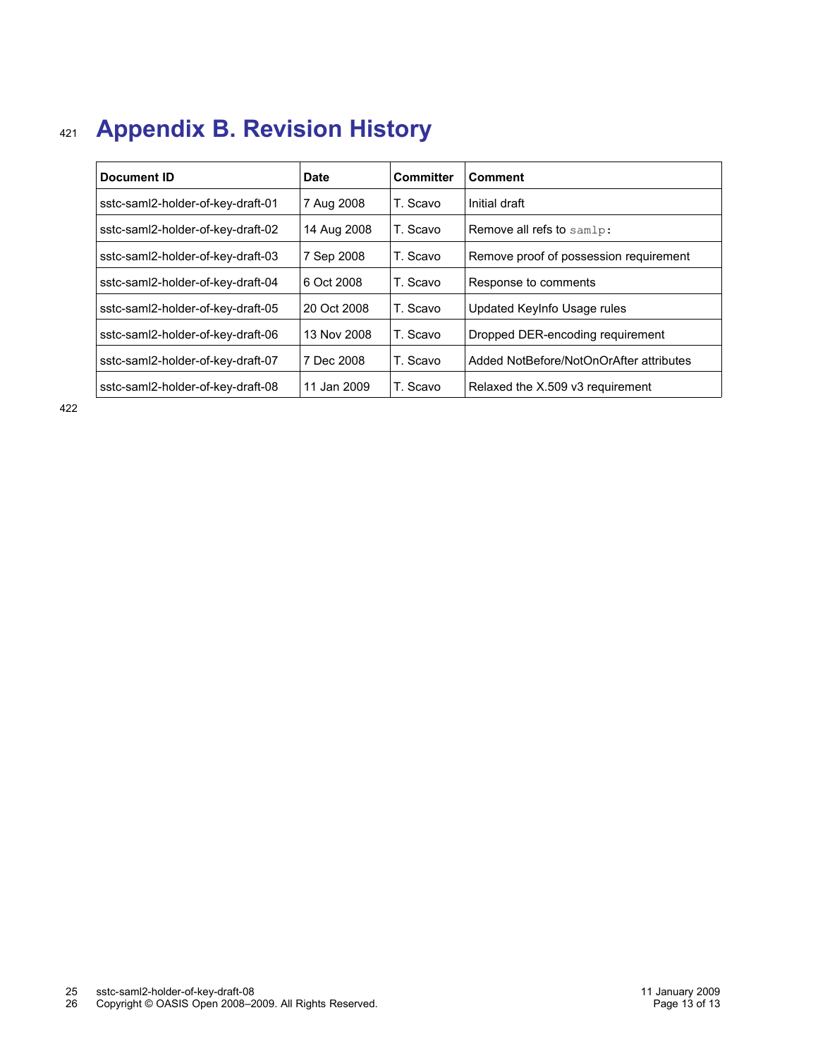# Appendix B. Revision History

| Document ID | Date | Committer | Comment |
| --- | --- | --- | --- |
| sstc-saml2-holder-of-key-draft-01 | 7 Aug 2008 | T. Scavo | Initial draft |
| sstc-saml2-holder-of-key-draft-02 | 14 Aug 2008 | T. Scavo | Remove all refs to `samlp:` |
| sstc-saml2-holder-of-key-draft-03 | 7 Sep 2008 | T. Scavo | Remove proof of possession requirement |
| sstc-saml2-holder-of-key-draft-04 | 6 Oct 2008 | T. Scavo | Response to comments |
| sstc-saml2-holder-of-key-draft-05 | 20 Oct 2008 | T. Scavo | Updated KeyInfo Usage rules |
| sstc-saml2-holder-of-key-draft-06 | 13 Nov 2008 | T. Scavo | Dropped DER-encoding requirement |
| sstc-saml2-holder-of-key-draft-07 | 7 Dec 2008 | T. Scavo | Added NotBefore/NotOnOrAfter attributes |
| sstc-saml2-holder-of-key-draft-08 | 11 Jan 2009 | T. Scavo | Relaxed the X.509 v3 requirement |